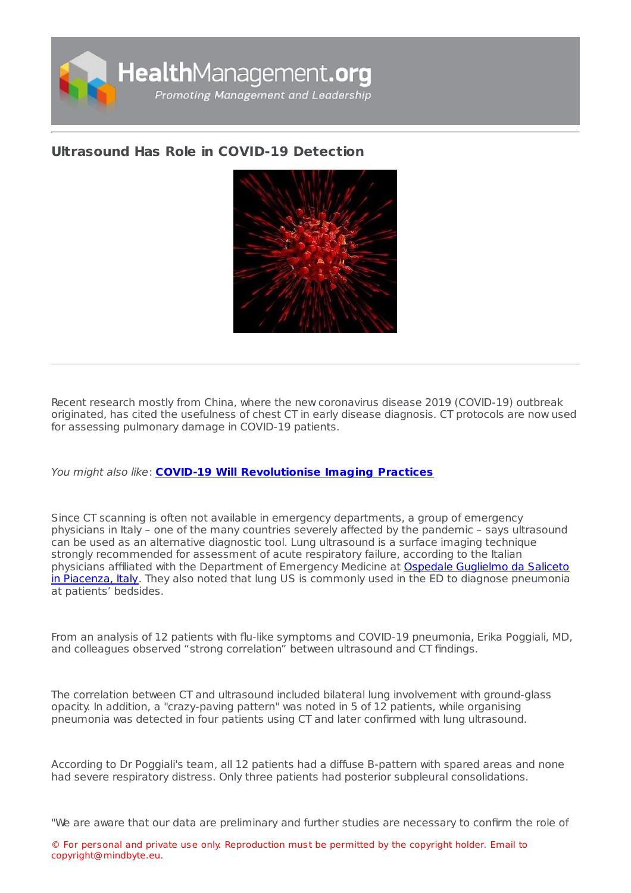# Ultrasound Has Role in COVID-19 Detection

Recent research mostly from China, where the new coronavirus disease 2019 (COVID-19) outbreak originated, has cited the usefulness of chest CT in early disease diagnosis. CT protocols are now used for assessing pulmonary damage in COVID-19 patients.

*You might also like*: **COVID-19 Will Revolutionise Imaging Practices**

Since CT scanning is often not available in emergency departments, a group of emergency physicians in Italy – one of the many countries severely affected by the pandemic – says ultrasound can be used as an alternative diagnostic tool. Lung ultrasound is a surface imaging technique strongly recommended for assessment of acute respiratory failure, according to the Italian physicians affiliated with the Department of Emergency Medicine at Ospedale Guglielmo da Saliceto in Piacenza, Italy. They also noted that lung US is commonly used in the ED to diagnose pneumonia at patients' bedsides.

From an analysis of 12 patients with flu-like symptoms and COVID-19 pneumonia, Erika Poggiali, MD, and colleagues observed "strong correlation" between ultrasound and CT findings.

The correlation between CT and ultrasound included bilateral lung involvement with ground-glass opacity. In addition, a "crazy-paving pattern" was noted in 5 of 12 patients, while organising pneumonia was detected in four patients using CT and later confirmed with lung ultrasound.

According to Dr Poggiali's team, all 12 patients had a diffuse B-pattern with spared areas and none had severe respiratory distress. Only three patients had posterior subpleural consolidations.

"We are aware that our data are preliminary and further studies are necessary to confirm the role of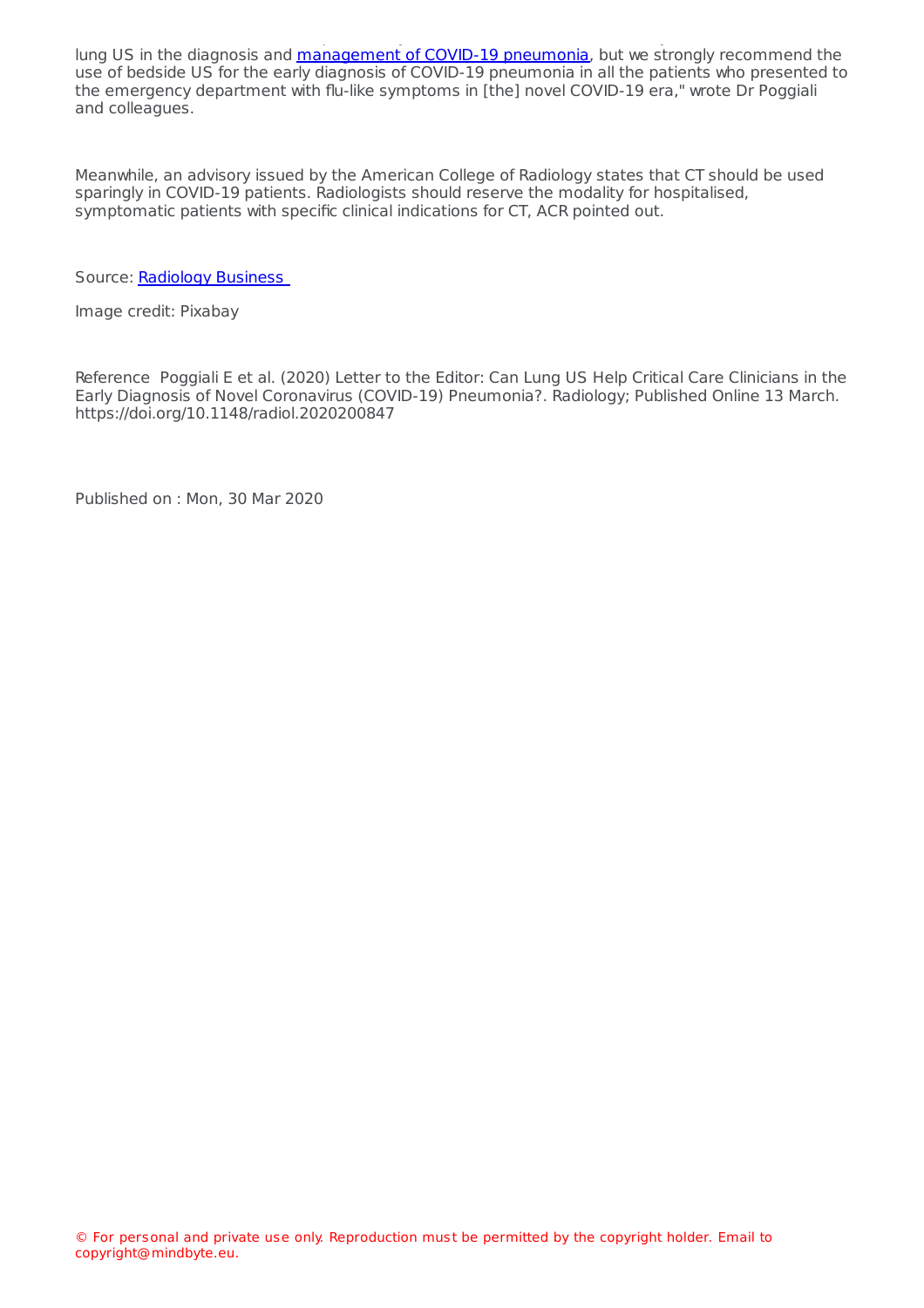lung US in the diagnosis and management of COVID-19 pneumonia, but we strongly recommend the use of bedside US for the early diagnosis of COVID-19 pneumonia in all the patients who presented to the emergency department with flu-like symptoms in [the] novel COVID-19 era," wrote Dr Poggiali and colleagues.

Meanwhile, an advisory issued by the American College of Radiology states that CT should be used sparingly in COVID-19 patients. Radiologists should reserve the modality for hospitalised, symptomatic patients with specific clinical indications for CT, ACR pointed out.

Source: Radiology Business

Image credit: Pixabay

Reference Poggiali E et al. (2020) Letter to the Editor: Can Lung US Help Critical Care Clinicians in the Early Diagnosis of Novel Coronavirus (COVID-19) Pneumonia?. Radiology; Published Online 13 March. https://doi.org/10.1148/radiol.2020200847

Published on : Mon, 30 Mar 2020

© For personal and private use only. Reproduction must be permitted by the copyright holder. Email to copyright@mindbyte.eu.